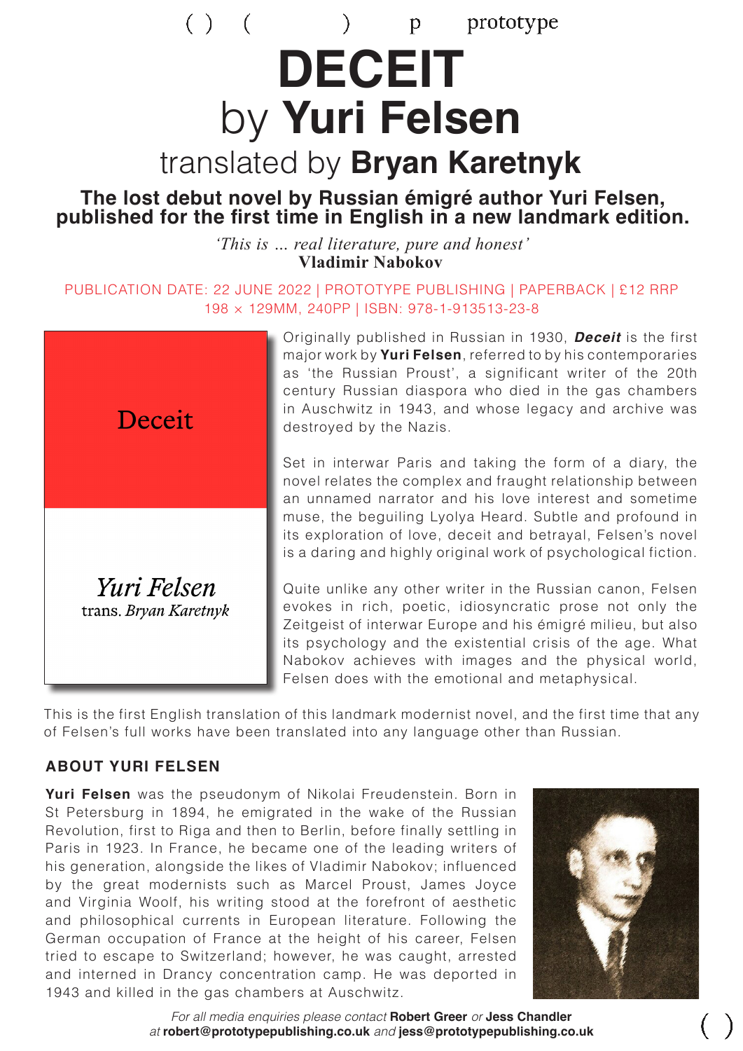( ) ( ) p prototype

# DECEIT

## by **Yuri Felsen**

### translated by **Bryan Karetnyk**

**The lost debut novel by Russian émigré author Yuri Felsen, published for the first time in English in a new landmark edition.**

*'This is … real literature, pure and honest'*
**Vladimir Nabokov**

PUBLICATION DATE: 22 JUNE 2022 | PROTOTYPE PUBLISHING | PAPERBACK | £12 RRP
198 × 129MM, 240PP | ISBN: 978-1-913513-23-8

Deceit

*Yuri Felsen*
trans. *Bryan Karetnyk*

Originally published in Russian in 1930, ***Deceit*** is the first major work by **Yuri Felsen**, referred to by his contemporaries as 'the Russian Proust', a significant writer of the 20th century Russian diaspora who died in the gas chambers in Auschwitz in 1943, and whose legacy and archive was destroyed by the Nazis.

Set in interwar Paris and taking the form of a diary, the novel relates the complex and fraught relationship between an unnamed narrator and his love interest and sometime muse, the beguiling Lyolya Heard. Subtle and profound in its exploration of love, deceit and betrayal, Felsen's novel is a daring and highly original work of psychological fiction.

Quite unlike any other writer in the Russian canon, Felsen evokes in rich, poetic, idiosyncratic prose not only the Zeitgeist of interwar Europe and his émigré milieu, but also its psychology and the existential crisis of the age. What Nabokov achieves with images and the physical world, Felsen does with the emotional and metaphysical.

This is the first English translation of this landmark modernist novel, and the first time that any of Felsen's full works have been translated into any language other than Russian.

### ABOUT YURI FELSEN

**Yuri Felsen** was the pseudonym of Nikolai Freudenstein. Born in St Petersburg in 1894, he emigrated in the wake of the Russian Revolution, first to Riga and then to Berlin, before finally settling in Paris in 1923. In France, he became one of the leading writers of his generation, alongside the likes of Vladimir Nabokov; influenced by the great modernists such as Marcel Proust, James Joyce and Virginia Woolf, his writing stood at the forefront of aesthetic and philosophical currents in European literature. Following the German occupation of France at the height of his career, Felsen tried to escape to Switzerland; however, he was caught, arrested and interned in Drancy concentration camp. He was deported in 1943 and killed in the gas chambers at Auschwitz.

*For all media enquiries please contact* **Robert Greer** *or* **Jess Chandler**
*at* **robert@prototypepublishing.co.uk** *and* **jess@prototypepublishing.co.uk**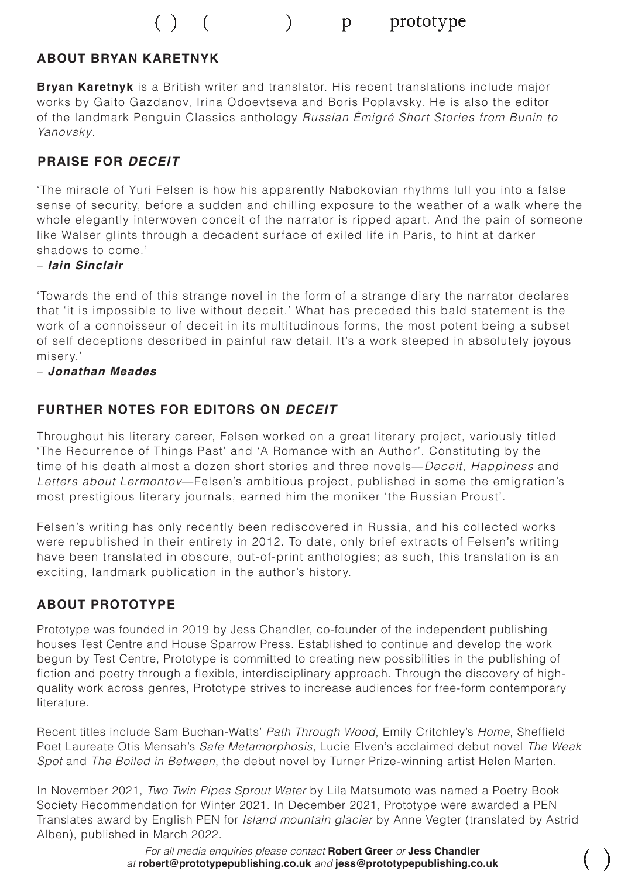## ABOUT BRYAN KARETNYK

**Bryan Karetnyk** is a British writer and translator. His recent translations include major works by Gaito Gazdanov, Irina Odoevtseva and Boris Poplavsky. He is also the editor of the landmark Penguin Classics anthology *Russian Émigré Short Stories from Bunin to Yanovsky*.

## PRAISE FOR *DECEIT*

'The miracle of Yuri Felsen is how his apparently Nabokovian rhythms lull you into a false sense of security, before a sudden and chilling exposure to the weather of a walk where the whole elegantly interwoven conceit of the narrator is ripped apart. And the pain of someone like Walser glints through a decadent surface of exiled life in Paris, to hint at darker shadows to come.'
– ***Iain Sinclair***

'Towards the end of this strange novel in the form of a strange diary the narrator declares that 'it is impossible to live without deceit.' What has preceded this bald statement is the work of a connoisseur of deceit in its multitudinous forms, the most potent being a subset of self deceptions described in painful raw detail. It's a work steeped in absolutely joyous misery.'
– ***Jonathan Meades***

## FURTHER NOTES FOR EDITORS ON *DECEIT*

Throughout his literary career, Felsen worked on a great literary project, variously titled 'The Recurrence of Things Past' and 'A Romance with an Author'. Constituting by the time of his death almost a dozen short stories and three novels—*Deceit*, *Happiness* and *Letters about Lermontov*—Felsen's ambitious project, published in some the emigration's most prestigious literary journals, earned him the moniker 'the Russian Proust'.

Felsen's writing has only recently been rediscovered in Russia, and his collected works were republished in their entirety in 2012. To date, only brief extracts of Felsen's writing have been translated in obscure, out-of-print anthologies; as such, this translation is an exciting, landmark publication in the author's history.

## ABOUT PROTOTYPE

Prototype was founded in 2019 by Jess Chandler, co-founder of the independent publishing houses Test Centre and House Sparrow Press. Established to continue and develop the work begun by Test Centre, Prototype is committed to creating new possibilities in the publishing of fiction and poetry through a flexible, interdisciplinary approach. Through the discovery of high-quality work across genres, Prototype strives to increase audiences for free-form contemporary literature.

Recent titles include Sam Buchan-Watts' *Path Through Wood*, Emily Critchley's *Home*, Sheffield Poet Laureate Otis Mensah's *Safe Metamorphosis,* Lucie Elven's acclaimed debut novel *The Weak Spot* and *The Boiled in Between*, the debut novel by Turner Prize-winning artist Helen Marten.

In November 2021, *Two Twin Pipes Sprout Water* by Lila Matsumoto was named a Poetry Book Society Recommendation for Winter 2021. In December 2021, Prototype were awarded a PEN Translates award by English PEN for *Island mountain glacier* by Anne Vegter (translated by Astrid Alben), published in March 2022.

*For all media enquiries please contact* **Robert Greer** *or* **Jess Chandler** *at* **robert@prototypepublishing.co.uk** *and* **jess@prototypepublishing.co.uk**